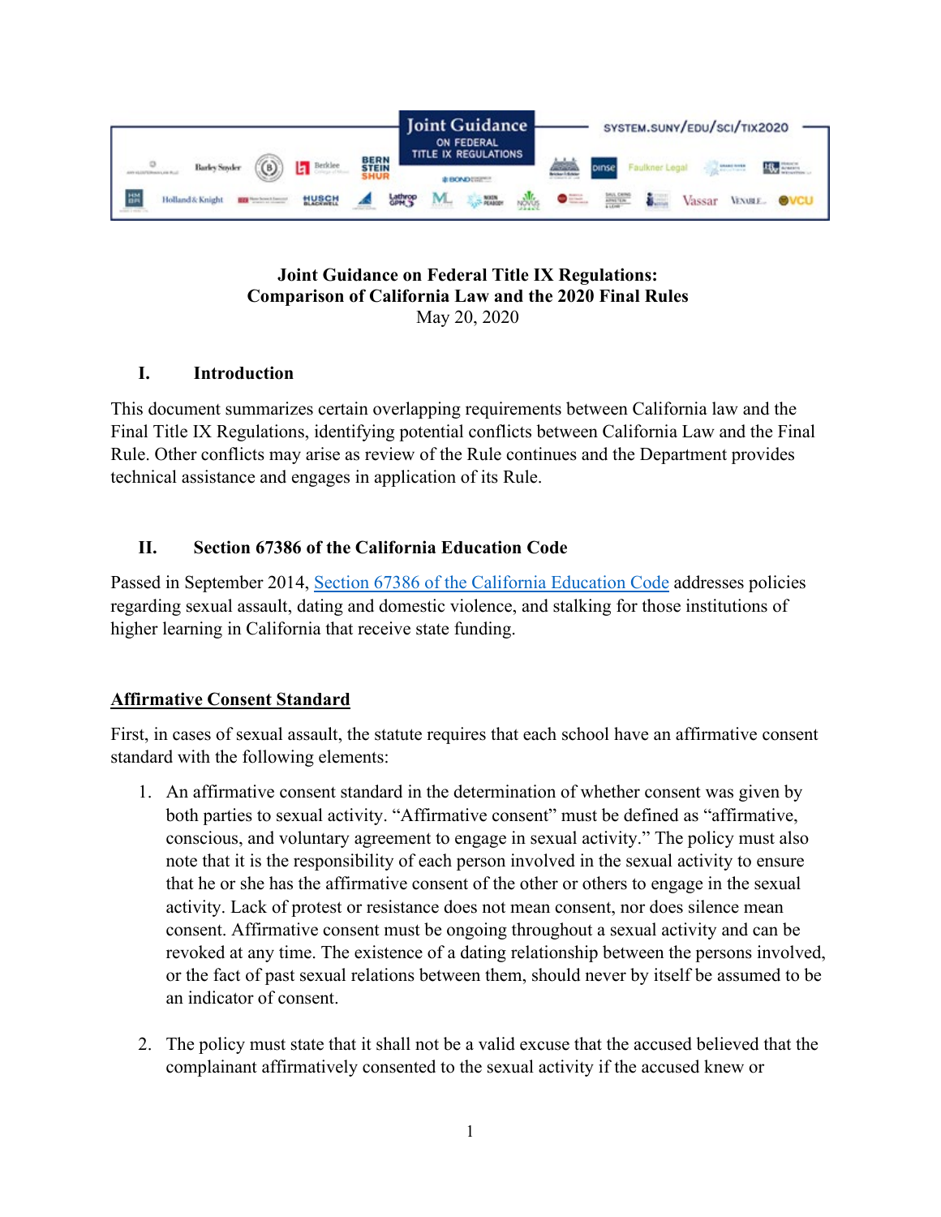Joint Guidance ON FEDERAL TITLE IX REGULATIONS

SYSTEM.SUNY/EDU/SCI/TIX2020

**Joint Guidance on Federal Title IX Regulations:**
**Comparison of California Law and the 2020 Final Rules**
May 20, 2020

## I. Introduction

This document summarizes certain overlapping requirements between California law and the Final Title IX Regulations, identifying potential conflicts between California Law and the Final Rule. Other conflicts may arise as review of the Rule continues and the Department provides technical assistance and engages in application of its Rule.

## II. Section 67386 of the California Education Code

Passed in September 2014, [Section 67386 of the California Education Code](Section 67386 of the California Education Code) addresses policies regarding sexual assault, dating and domestic violence, and stalking for those institutions of higher learning in California that receive state funding.

### Affirmative Consent Standard

First, in cases of sexual assault, the statute requires that each school have an affirmative consent standard with the following elements:

1. An affirmative consent standard in the determination of whether consent was given by both parties to sexual activity. "Affirmative consent" must be defined as "affirmative, conscious, and voluntary agreement to engage in sexual activity." The policy must also note that it is the responsibility of each person involved in the sexual activity to ensure that he or she has the affirmative consent of the other or others to engage in the sexual activity. Lack of protest or resistance does not mean consent, nor does silence mean consent. Affirmative consent must be ongoing throughout a sexual activity and can be revoked at any time. The existence of a dating relationship between the persons involved, or the fact of past sexual relations between them, should never by itself be assumed to be an indicator of consent.

2. The policy must state that it shall not be a valid excuse that the accused believed that the complainant affirmatively consented to the sexual activity if the accused knew or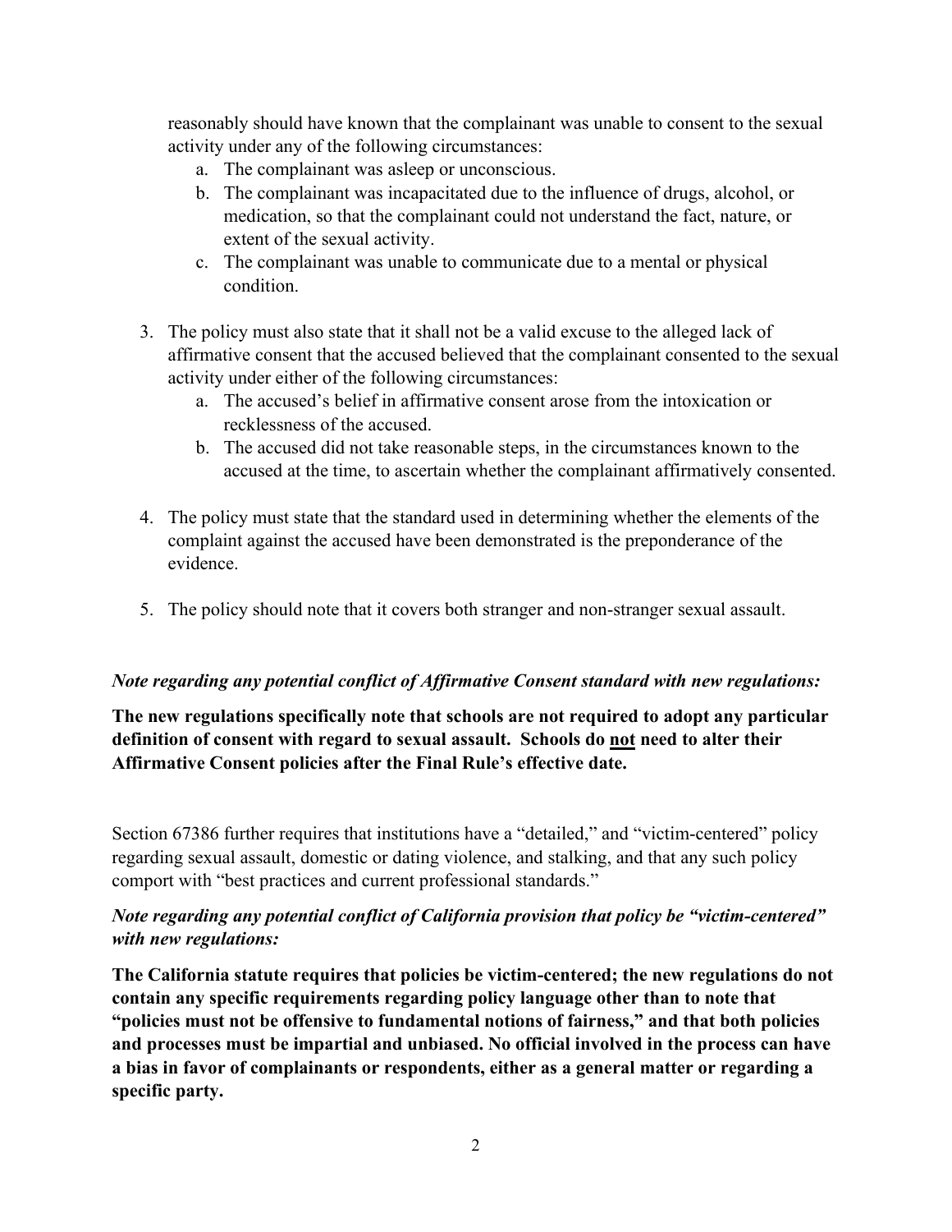reasonably should have known that the complainant was unable to consent to the sexual activity under any of the following circumstances:

   a. The complainant was asleep or unconscious.
   b. The complainant was incapacitated due to the influence of drugs, alcohol, or medication, so that the complainant could not understand the fact, nature, or extent of the sexual activity.
   c. The complainant was unable to communicate due to a mental or physical condition.

3. The policy must also state that it shall not be a valid excuse to the alleged lack of affirmative consent that the accused believed that the complainant consented to the sexual activity under either of the following circumstances:
   a. The accused's belief in affirmative consent arose from the intoxication or recklessness of the accused.
   b. The accused did not take reasonable steps, in the circumstances known to the accused at the time, to ascertain whether the complainant affirmatively consented.

4. The policy must state that the standard used in determining whether the elements of the complaint against the accused have been demonstrated is the preponderance of the evidence.

5. The policy should note that it covers both stranger and non-stranger sexual assault.

*Note regarding any potential conflict of Affirmative Consent standard with new regulations:*

**The new regulations specifically note that schools are not required to adopt any particular definition of consent with regard to sexual assault. Schools do <u>not</u> need to alter their Affirmative Consent policies after the Final Rule's effective date.**

Section 67386 further requires that institutions have a "detailed," and "victim-centered" policy regarding sexual assault, domestic or dating violence, and stalking, and that any such policy comport with "best practices and current professional standards."

***Note regarding any potential conflict of California provision that policy be "victim-centered" with new regulations:***

**The California statute requires that policies be victim-centered; the new regulations do not contain any specific requirements regarding policy language other than to note that "policies must not be offensive to fundamental notions of fairness," and that both policies and processes must be impartial and unbiased. No official involved in the process can have a bias in favor of complainants or respondents, either as a general matter or regarding a specific party.**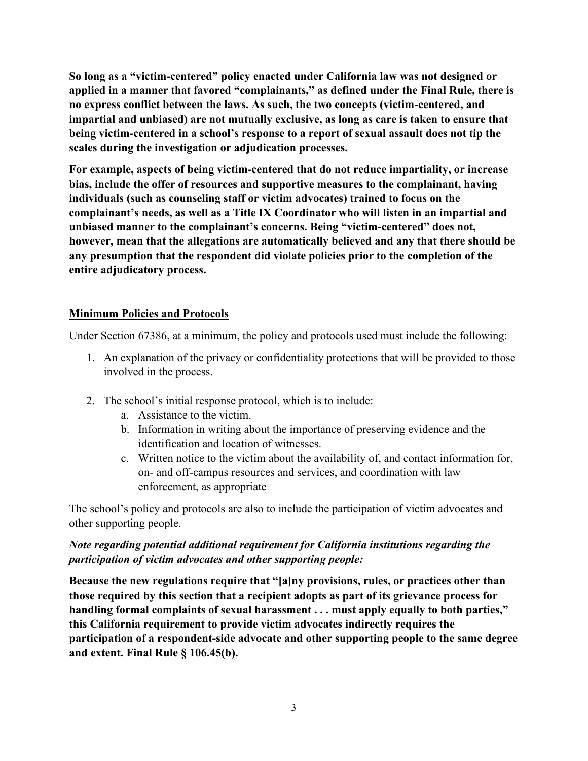**So long as a "victim-centered" policy enacted under California law was not designed or applied in a manner that favored "complainants," as defined under the Final Rule, there is no express conflict between the laws. As such, the two concepts (victim-centered, and impartial and unbiased) are not mutually exclusive, as long as care is taken to ensure that being victim-centered in a school's response to a report of sexual assault does not tip the scales during the investigation or adjudication processes.**

**For example, aspects of being victim-centered that do not reduce impartiality, or increase bias, include the offer of resources and supportive measures to the complainant, having individuals (such as counseling staff or victim advocates) trained to focus on the complainant's needs, as well as a Title IX Coordinator who will listen in an impartial and unbiased manner to the complainant's concerns. Being "victim-centered" does not, however, mean that the allegations are automatically believed and any that there should be any presumption that the respondent did violate policies prior to the completion of the entire adjudicatory process.**

**Minimum Policies and Protocols**

Under Section 67386, at a minimum, the policy and protocols used must include the following:

1. An explanation of the privacy or confidentiality protections that will be provided to those involved in the process.
2. The school's initial response protocol, which is to include:
   a. Assistance to the victim.
   b. Information in writing about the importance of preserving evidence and the identification and location of witnesses.
   c. Written notice to the victim about the availability of, and contact information for, on- and off-campus resources and services, and coordination with law enforcement, as appropriate

The school's policy and protocols are also to include the participation of victim advocates and other supporting people.

***Note regarding potential additional requirement for California institutions regarding the participation of victim advocates and other supporting people:***

**Because the new regulations require that "[a]ny provisions, rules, or practices other than those required by this section that a recipient adopts as part of its grievance process for handling formal complaints of sexual harassment . . . must apply equally to both parties," this California requirement to provide victim advocates indirectly requires the participation of a respondent-side advocate and other supporting people to the same degree and extent. Final Rule § 106.45(b).**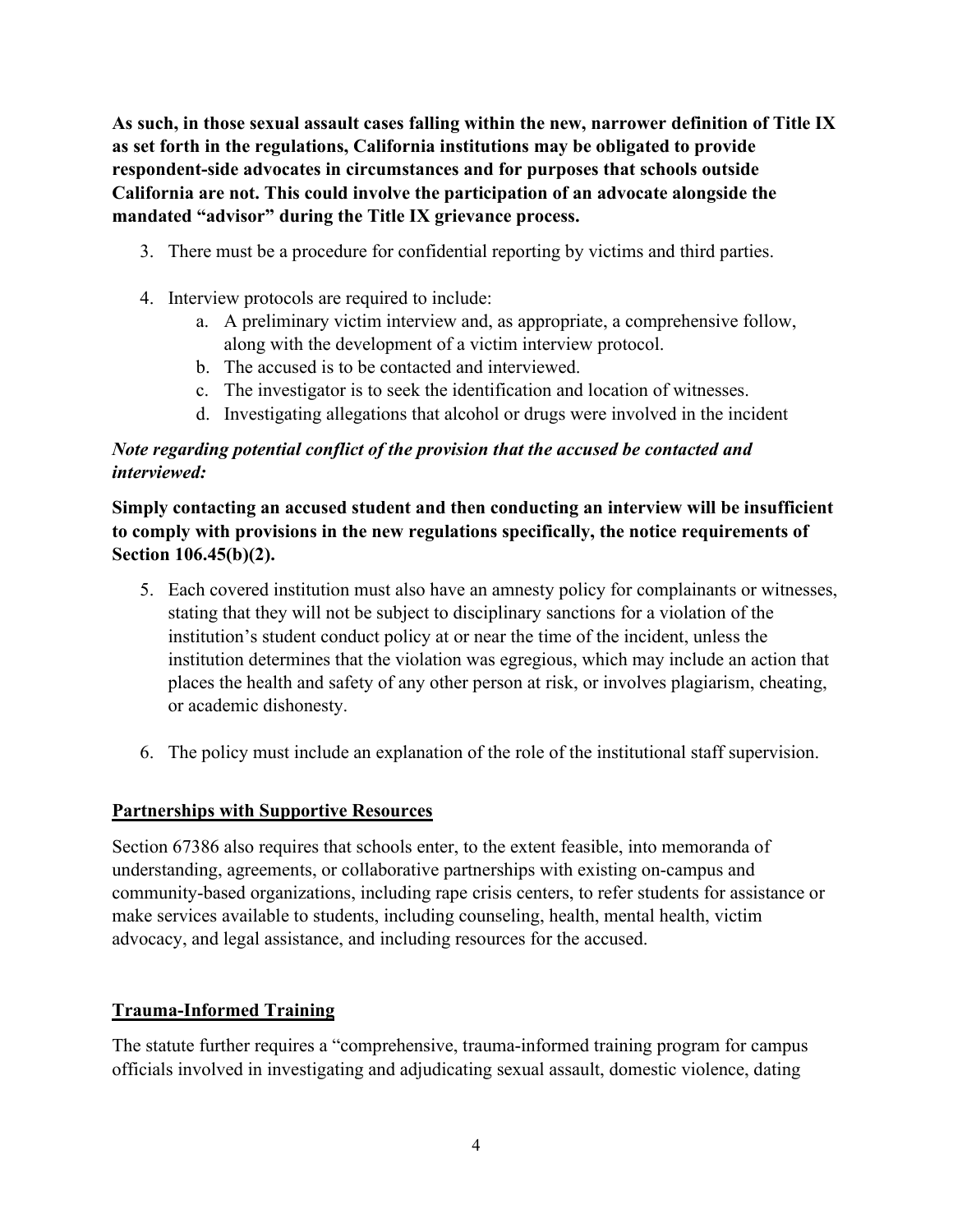**As such, in those sexual assault cases falling within the new, narrower definition of Title IX as set forth in the regulations, California institutions may be obligated to provide respondent-side advocates in circumstances and for purposes that schools outside California are not. This could involve the participation of an advocate alongside the mandated "advisor" during the Title IX grievance process.**

3. There must be a procedure for confidential reporting by victims and third parties.

4. Interview protocols are required to include:
   a. A preliminary victim interview and, as appropriate, a comprehensive follow, along with the development of a victim interview protocol.
   b. The accused is to be contacted and interviewed.
   c. The investigator is to seek the identification and location of witnesses.
   d. Investigating allegations that alcohol or drugs were involved in the incident

***Note regarding potential conflict of the provision that the accused be contacted and interviewed:***

**Simply contacting an accused student and then conducting an interview will be insufficient to comply with provisions in the new regulations specifically, the notice requirements of Section 106.45(b)(2).**

5. Each covered institution must also have an amnesty policy for complainants or witnesses, stating that they will not be subject to disciplinary sanctions for a violation of the institution's student conduct policy at or near the time of the incident, unless the institution determines that the violation was egregious, which may include an action that places the health and safety of any other person at risk, or involves plagiarism, cheating, or academic dishonesty.

6. The policy must include an explanation of the role of the institutional staff supervision.

## Partnerships with Supportive Resources

Section 67386 also requires that schools enter, to the extent feasible, into memoranda of understanding, agreements, or collaborative partnerships with existing on-campus and community-based organizations, including rape crisis centers, to refer students for assistance or make services available to students, including counseling, health, mental health, victim advocacy, and legal assistance, and including resources for the accused.

## Trauma-Informed Training

The statute further requires a "comprehensive, trauma-informed training program for campus officials involved in investigating and adjudicating sexual assault, domestic violence, dating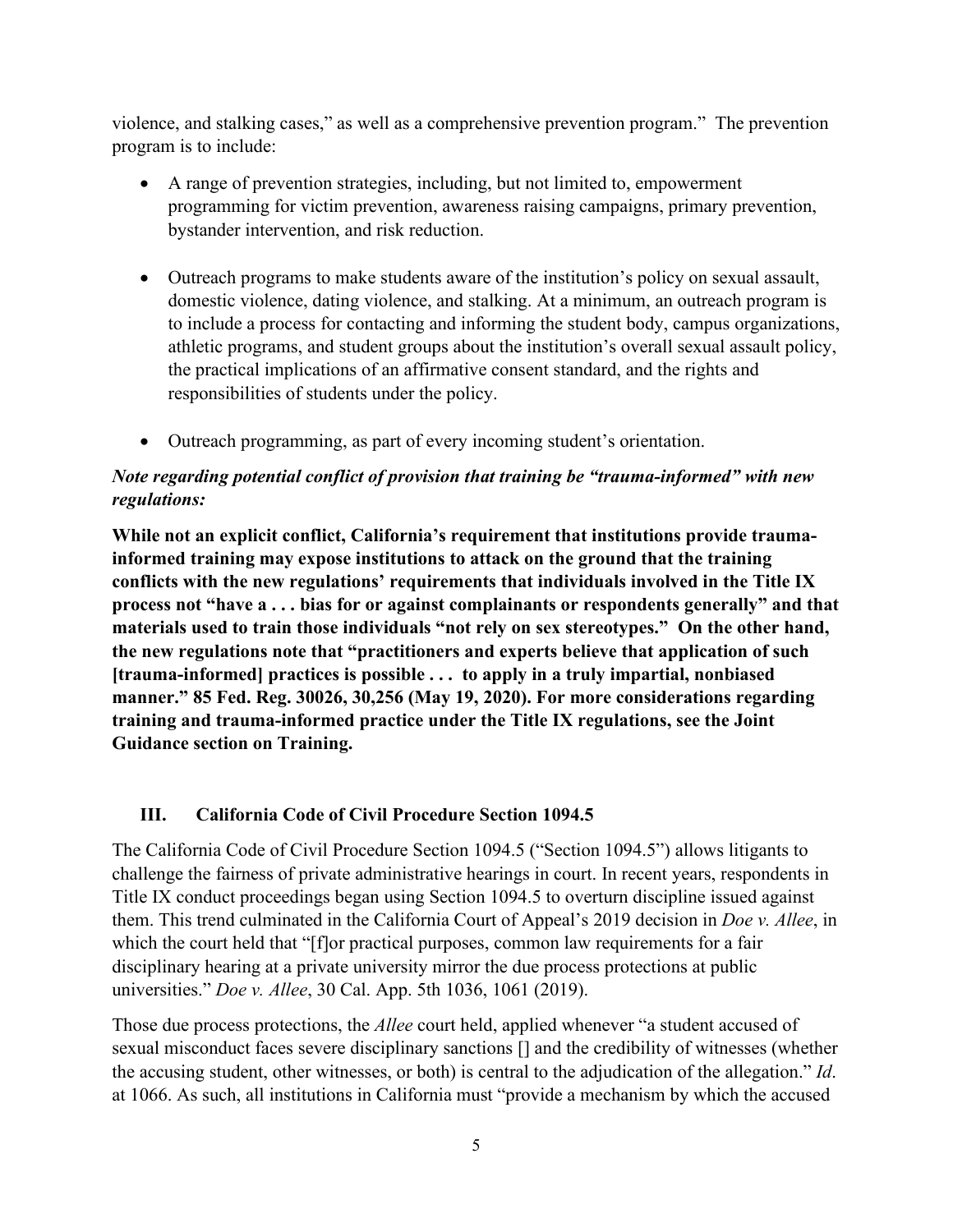violence, and stalking cases," as well as a comprehensive prevention program." The prevention program is to include:

- A range of prevention strategies, including, but not limited to, empowerment programming for victim prevention, awareness raising campaigns, primary prevention, bystander intervention, and risk reduction.
- Outreach programs to make students aware of the institution's policy on sexual assault, domestic violence, dating violence, and stalking. At a minimum, an outreach program is to include a process for contacting and informing the student body, campus organizations, athletic programs, and student groups about the institution's overall sexual assault policy, the practical implications of an affirmative consent standard, and the rights and responsibilities of students under the policy.
- Outreach programming, as part of every incoming student's orientation.

***Note regarding potential conflict of provision that training be "trauma-informed" with new regulations:***

**While not an explicit conflict, California's requirement that institutions provide trauma-informed training may expose institutions to attack on the ground that the training conflicts with the new regulations' requirements that individuals involved in the Title IX process not "have a . . . bias for or against complainants or respondents generally" and that materials used to train those individuals "not rely on sex stereotypes." On the other hand, the new regulations note that "practitioners and experts believe that application of such [trauma-informed] practices is possible . . . to apply in a truly impartial, nonbiased manner." 85 Fed. Reg. 30026, 30,256 (May 19, 2020). For more considerations regarding training and trauma-informed practice under the Title IX regulations, see the Joint Guidance section on Training.**

## III. California Code of Civil Procedure Section 1094.5

The California Code of Civil Procedure Section 1094.5 ("Section 1094.5") allows litigants to challenge the fairness of private administrative hearings in court. In recent years, respondents in Title IX conduct proceedings began using Section 1094.5 to overturn discipline issued against them. This trend culminated in the California Court of Appeal's 2019 decision in *Doe v. Allee*, in which the court held that "[f]or practical purposes, common law requirements for a fair disciplinary hearing at a private university mirror the due process protections at public universities." *Doe v. Allee*, 30 Cal. App. 5th 1036, 1061 (2019).

Those due process protections, the *Allee* court held, applied whenever "a student accused of sexual misconduct faces severe disciplinary sanctions [] and the credibility of witnesses (whether the accusing student, other witnesses, or both) is central to the adjudication of the allegation." *Id*. at 1066. As such, all institutions in California must "provide a mechanism by which the accused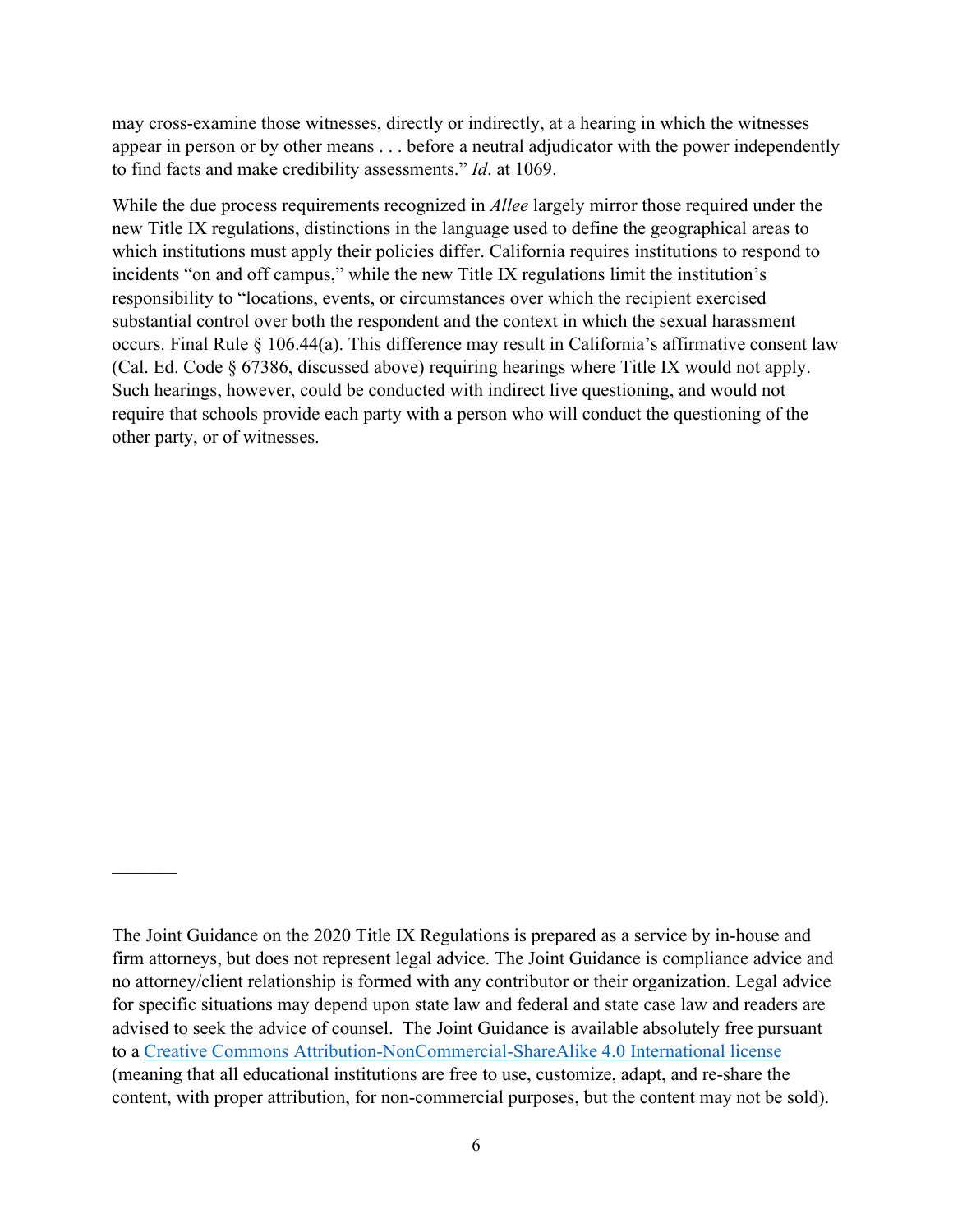may cross-examine those witnesses, directly or indirectly, at a hearing in which the witnesses appear in person or by other means . . . before a neutral adjudicator with the power independently to find facts and make credibility assessments." *Id*. at 1069.

While the due process requirements recognized in *Allee* largely mirror those required under the new Title IX regulations, distinctions in the language used to define the geographical areas to which institutions must apply their policies differ. California requires institutions to respond to incidents "on and off campus," while the new Title IX regulations limit the institution's responsibility to "locations, events, or circumstances over which the recipient exercised substantial control over both the respondent and the context in which the sexual harassment occurs. Final Rule § 106.44(a). This difference may result in California's affirmative consent law (Cal. Ed. Code § 67386, discussed above) requiring hearings where Title IX would not apply. Such hearings, however, could be conducted with indirect live questioning, and would not require that schools provide each party with a person who will conduct the questioning of the other party, or of witnesses.

---

The Joint Guidance on the 2020 Title IX Regulations is prepared as a service by in-house and firm attorneys, but does not represent legal advice. The Joint Guidance is compliance advice and no attorney/client relationship is formed with any contributor or their organization. Legal advice for specific situations may depend upon state law and federal and state case law and readers are advised to seek the advice of counsel. The Joint Guidance is available absolutely free pursuant to a Creative Commons Attribution-NonCommercial-ShareAlike 4.0 International license (meaning that all educational institutions are free to use, customize, adapt, and re-share the content, with proper attribution, for non-commercial purposes, but the content may not be sold).